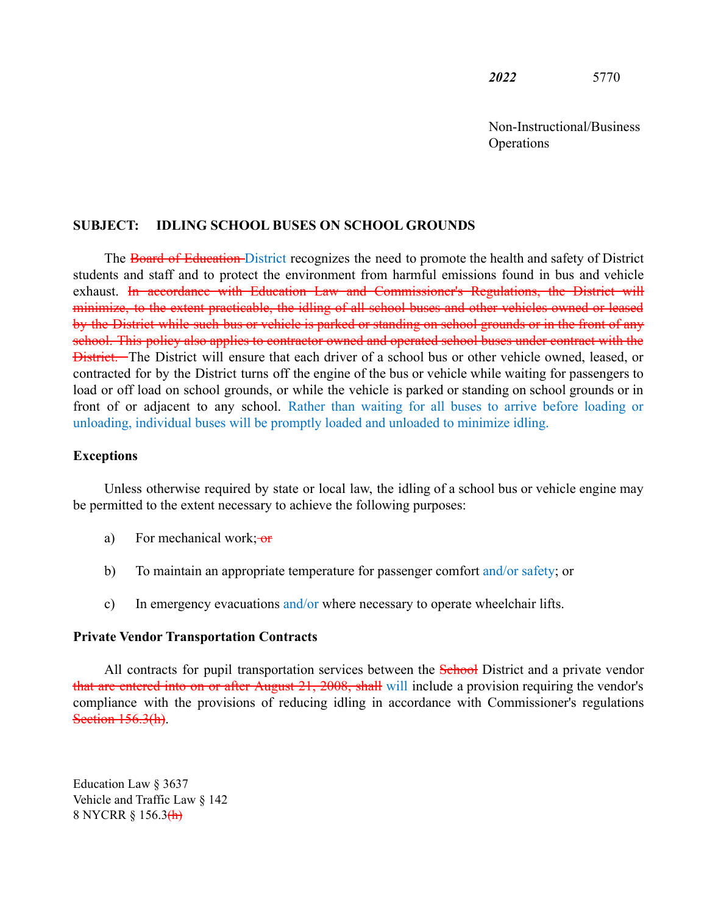***2022*** 5770

Non-Instructional/Business Operations

**SUBJECT: IDLING SCHOOL BUSES ON SCHOOL GROUNDS**

The ~~Board of Education~~ District recognizes the need to promote the health and safety of District students and staff and to protect the environment from harmful emissions found in bus and vehicle exhaust. ~~In accordance with Education Law and Commissioner's Regulations, the District will minimize, to the extent practicable, the idling of all school buses and other vehicles owned or leased by the District while such bus or vehicle is parked or standing on school grounds or in the front of any school. This policy also applies to contractor owned and operated school buses under contract with the District.~~ The District will ensure that each driver of a school bus or other vehicle owned, leased, or contracted for by the District turns off the engine of the bus or vehicle while waiting for passengers to load or off load on school grounds, or while the vehicle is parked or standing on school grounds or in front of or adjacent to any school. Rather than waiting for all buses to arrive before loading or unloading, individual buses will be promptly loaded and unloaded to minimize idling.

**Exceptions**

Unless otherwise required by state or local law, the idling of a school bus or vehicle engine may be permitted to the extent necessary to achieve the following purposes:

a) For mechanical work; ~~or~~

b) To maintain an appropriate temperature for passenger comfort and/or safety; or

c) In emergency evacuations and/or where necessary to operate wheelchair lifts.

**Private Vendor Transportation Contracts**

All contracts for pupil transportation services between the ~~School~~ District and a private vendor ~~that are entered into on or after August 21, 2008, shall~~ will include a provision requiring the vendor's compliance with the provisions of reducing idling in accordance with Commissioner's regulations ~~Section 156.3(h)~~.

Education Law § 3637
Vehicle and Traffic Law § 142
8 NYCRR § 156.3~~(h)~~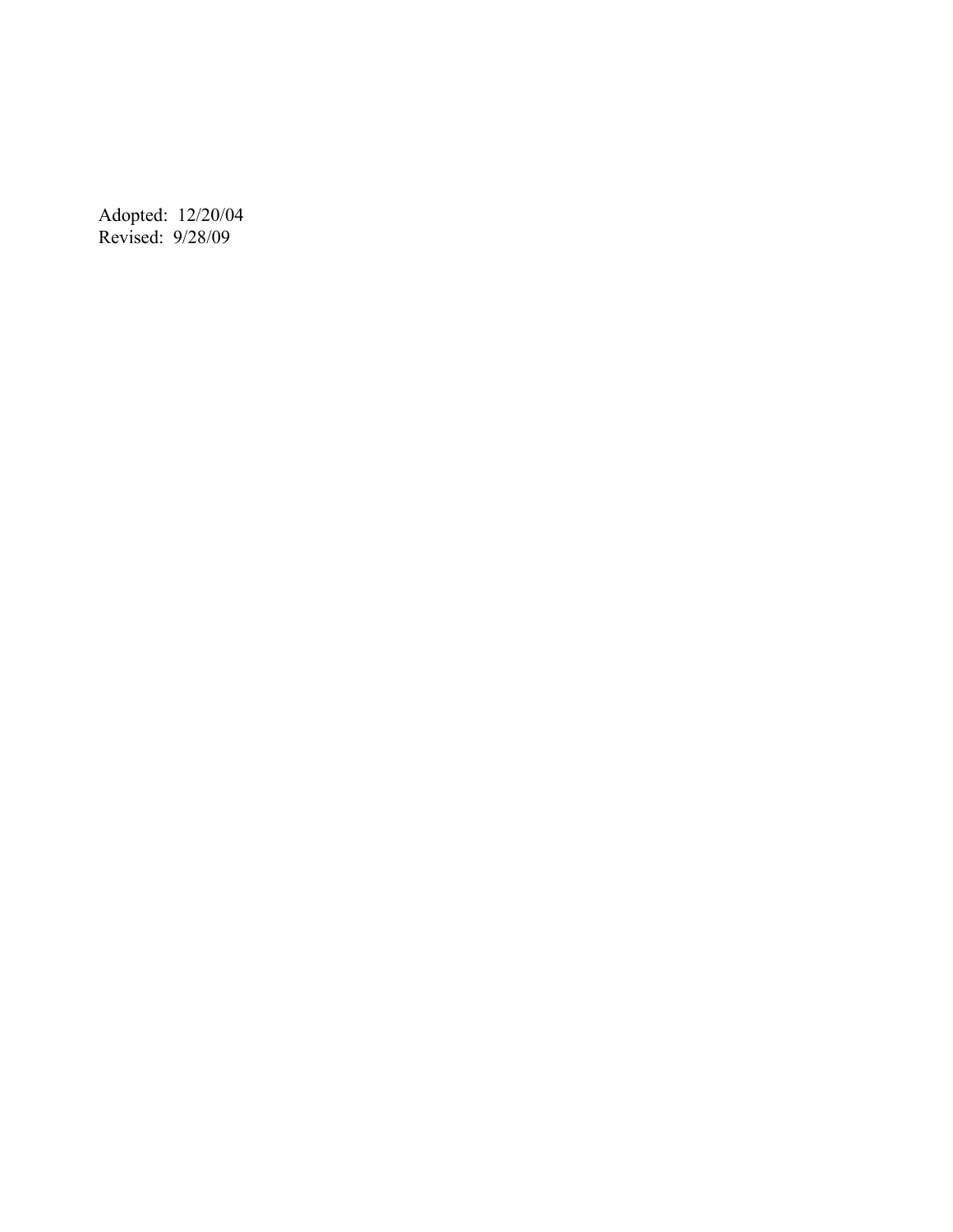Adopted: 12/20/04
Revised: 9/28/09